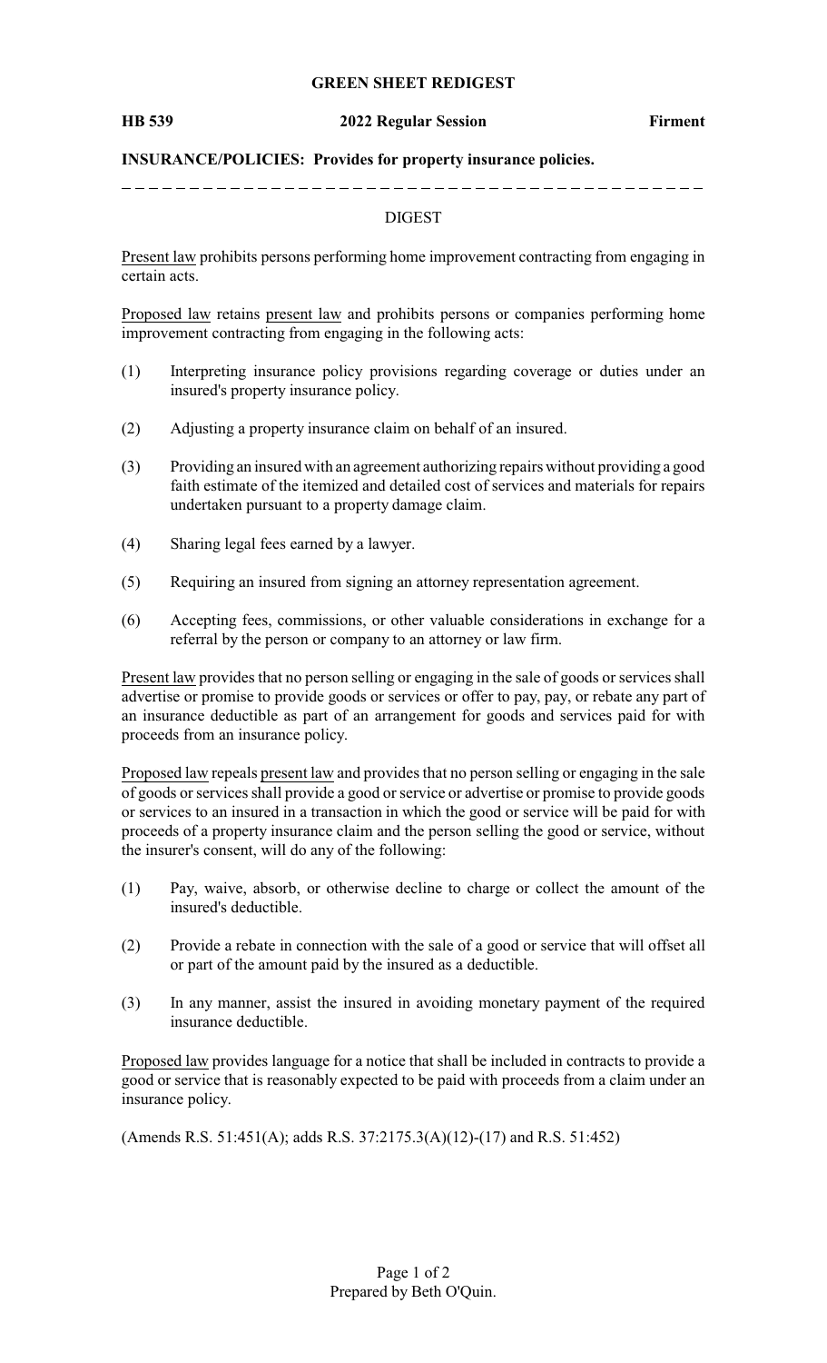**GREEN SHEET REDIGEST**

**HB 539** **2022 Regular Session** **Firment**

**INSURANCE/POLICIES: Provides for property insurance policies.**

---

DIGEST

Present law prohibits persons performing home improvement contracting from engaging in certain acts.

Proposed law retains present law and prohibits persons or companies performing home improvement contracting from engaging in the following acts:

(1) Interpreting insurance policy provisions regarding coverage or duties under an insured's property insurance policy.

(2) Adjusting a property insurance claim on behalf of an insured.

(3) Providing an insured with an agreement authorizing repairs without providing a good faith estimate of the itemized and detailed cost of services and materials for repairs undertaken pursuant to a property damage claim.

(4) Sharing legal fees earned by a lawyer.

(5) Requiring an insured from signing an attorney representation agreement.

(6) Accepting fees, commissions, or other valuable considerations in exchange for a referral by the person or company to an attorney or law firm.

Present law provides that no person selling or engaging in the sale of goods or services shall advertise or promise to provide goods or services or offer to pay, pay, or rebate any part of an insurance deductible as part of an arrangement for goods and services paid for with proceeds from an insurance policy.

Proposed law repeals present law and provides that no person selling or engaging in the sale of goods or services shall provide a good or service or advertise or promise to provide goods or services to an insured in a transaction in which the good or service will be paid for with proceeds of a property insurance claim and the person selling the good or service, without the insurer's consent, will do any of the following:

(1) Pay, waive, absorb, or otherwise decline to charge or collect the amount of the insured's deductible.

(2) Provide a rebate in connection with the sale of a good or service that will offset all or part of the amount paid by the insured as a deductible.

(3) In any manner, assist the insured in avoiding monetary payment of the required insurance deductible.

Proposed law provides language for a notice that shall be included in contracts to provide a good or service that is reasonably expected to be paid with proceeds from a claim under an insurance policy.

(Amends R.S. 51:451(A); adds R.S. 37:2175.3(A)(12)-(17) and R.S. 51:452)

Prepared by Beth O'Quin.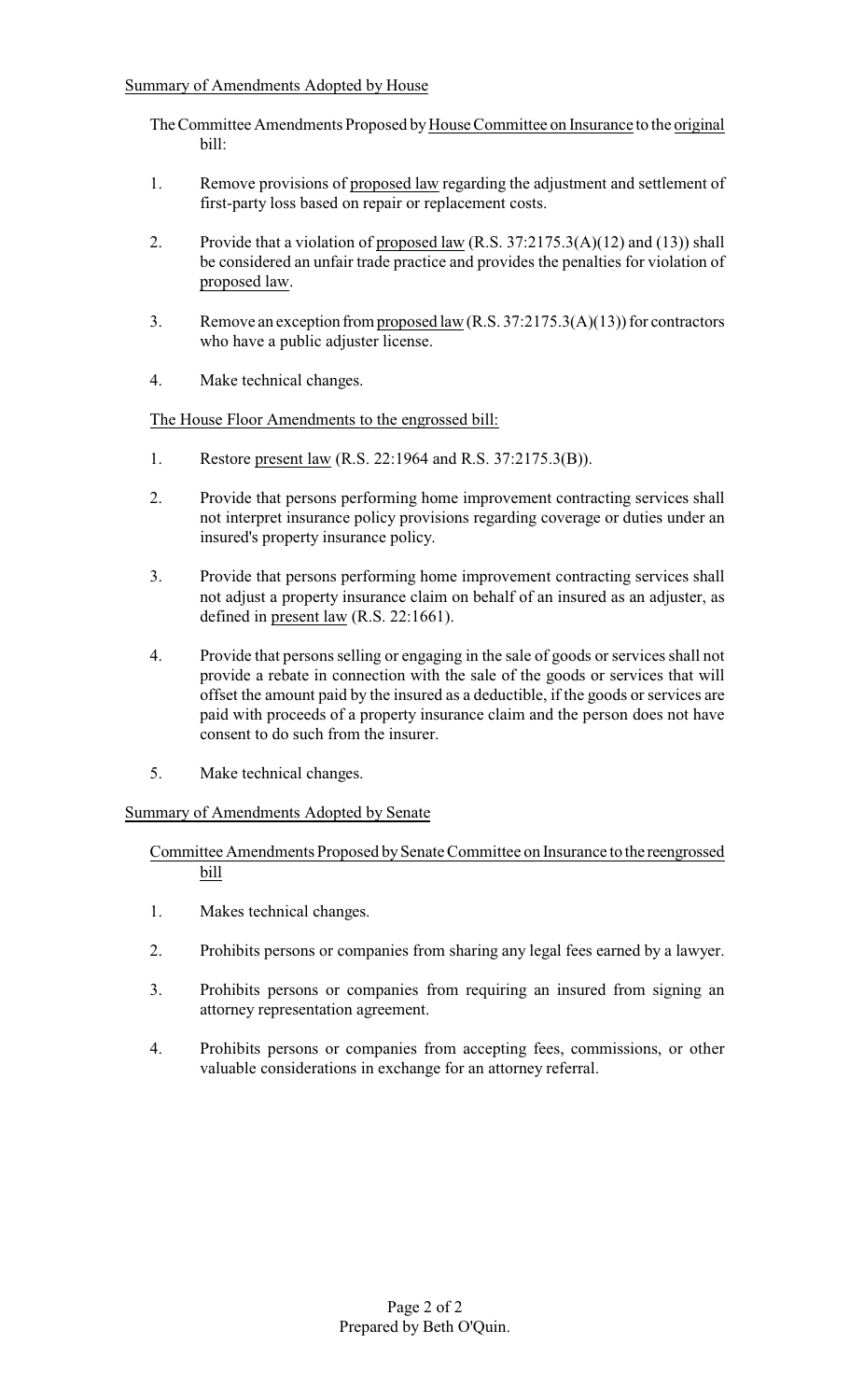Summary of Amendments Adopted by House

The Committee Amendments Proposed by House Committee on Insurance to the original bill:

1. Remove provisions of proposed law regarding the adjustment and settlement of first-party loss based on repair or replacement costs.

2. Provide that a violation of proposed law (R.S. 37:2175.3(A)(12) and (13)) shall be considered an unfair trade practice and provides the penalties for violation of proposed law.

3. Remove an exception from proposed law (R.S. 37:2175.3(A)(13)) for contractors who have a public adjuster license.

4. Make technical changes.

The House Floor Amendments to the engrossed bill:

1. Restore present law (R.S. 22:1964 and R.S. 37:2175.3(B)).

2. Provide that persons performing home improvement contracting services shall not interpret insurance policy provisions regarding coverage or duties under an insured's property insurance policy.

3. Provide that persons performing home improvement contracting services shall not adjust a property insurance claim on behalf of an insured as an adjuster, as defined in present law (R.S. 22:1661).

4. Provide that persons selling or engaging in the sale of goods or services shall not provide a rebate in connection with the sale of the goods or services that will offset the amount paid by the insured as a deductible, if the goods or services are paid with proceeds of a property insurance claim and the person does not have consent to do such from the insurer.

5. Make technical changes.

Summary of Amendments Adopted by Senate

Committee Amendments Proposed by Senate Committee on Insurance to the reengrossed bill

1. Makes technical changes.

2. Prohibits persons or companies from sharing any legal fees earned by a lawyer.

3. Prohibits persons or companies from requiring an insured from signing an attorney representation agreement.

4. Prohibits persons or companies from accepting fees, commissions, or other valuable considerations in exchange for an attorney referral.

Prepared by Beth O'Quin.